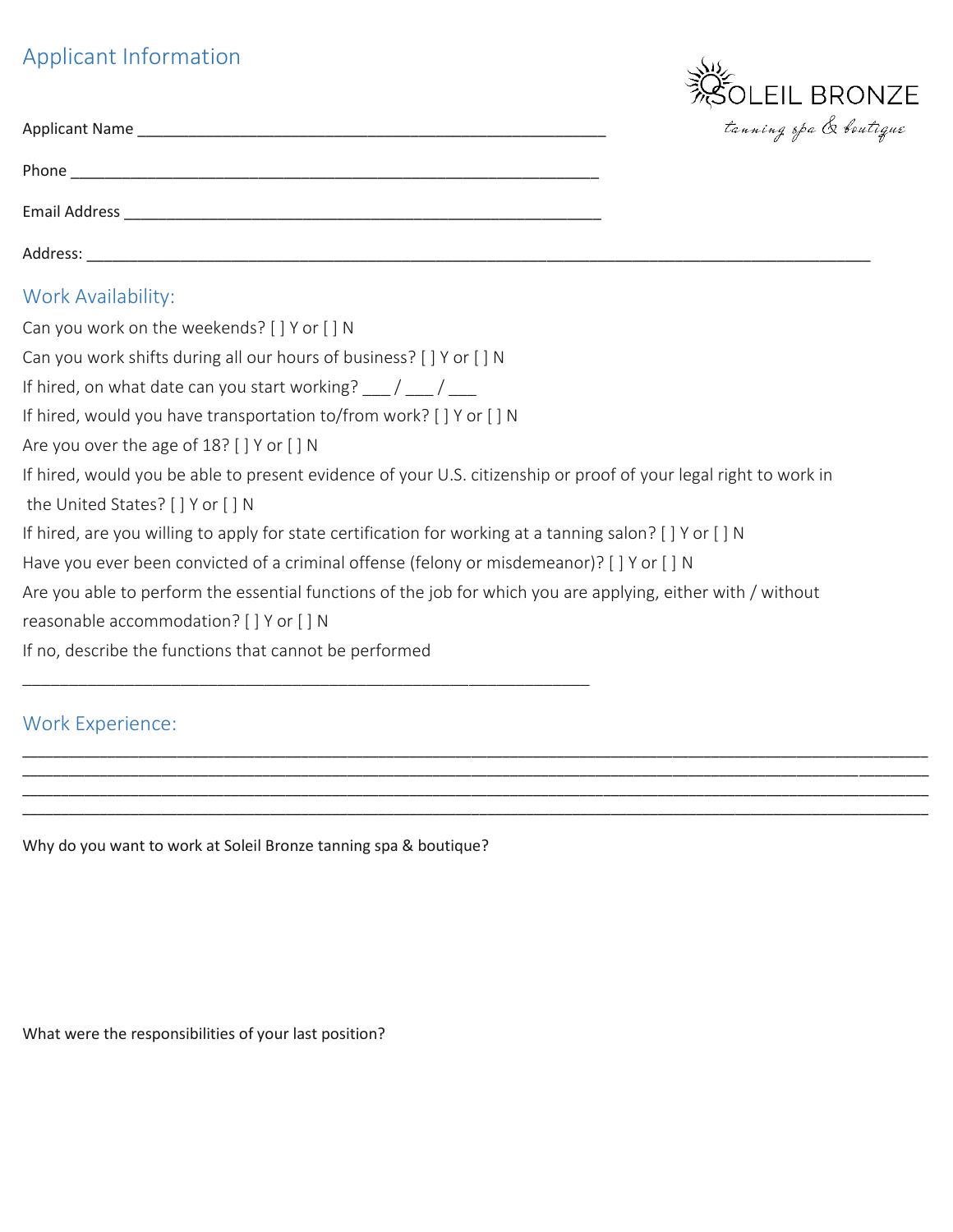## Applicant Information

SOLEIL BRONZE
tanning spa & boutique

Applicant Name ______________________________________________________

Phone ____________________________________________________________

Email Address ______________________________________________________

Address: ______________________________________________________________________________________

## Work Availability:

Can you work on the weekends? [ ] Y or [ ] N

Can you work shifts during all our hours of business? [ ] Y or [ ] N

If hired, on what date can you start working? ___ / ___ / ___

If hired, would you have transportation to/from work? [ ] Y or [ ] N

Are you over the age of 18? [ ] Y or [ ] N

If hired, would you be able to present evidence of your U.S. citizenship or proof of your legal right to work in the United States? [ ] Y or [ ] N

If hired, are you willing to apply for state certification for working at a tanning salon? [ ] Y or [ ] N

Have you ever been convicted of a criminal offense (felony or misdemeanor)? [ ] Y or [ ] N

Are you able to perform the essential functions of the job for which you are applying, either with / without reasonable accommodation? [ ] Y or [ ] N

If no, describe the functions that cannot be performed

_______________________________________________________________

## Work Experience:

_____________________________________________________________________________________________________

_____________________________________________________________________________________________________

_____________________________________________________________________________________________________

_____________________________________________________________________________________________________

Why do you want to work at Soleil Bronze tanning spa & boutique?

What were the responsibilities of your last position?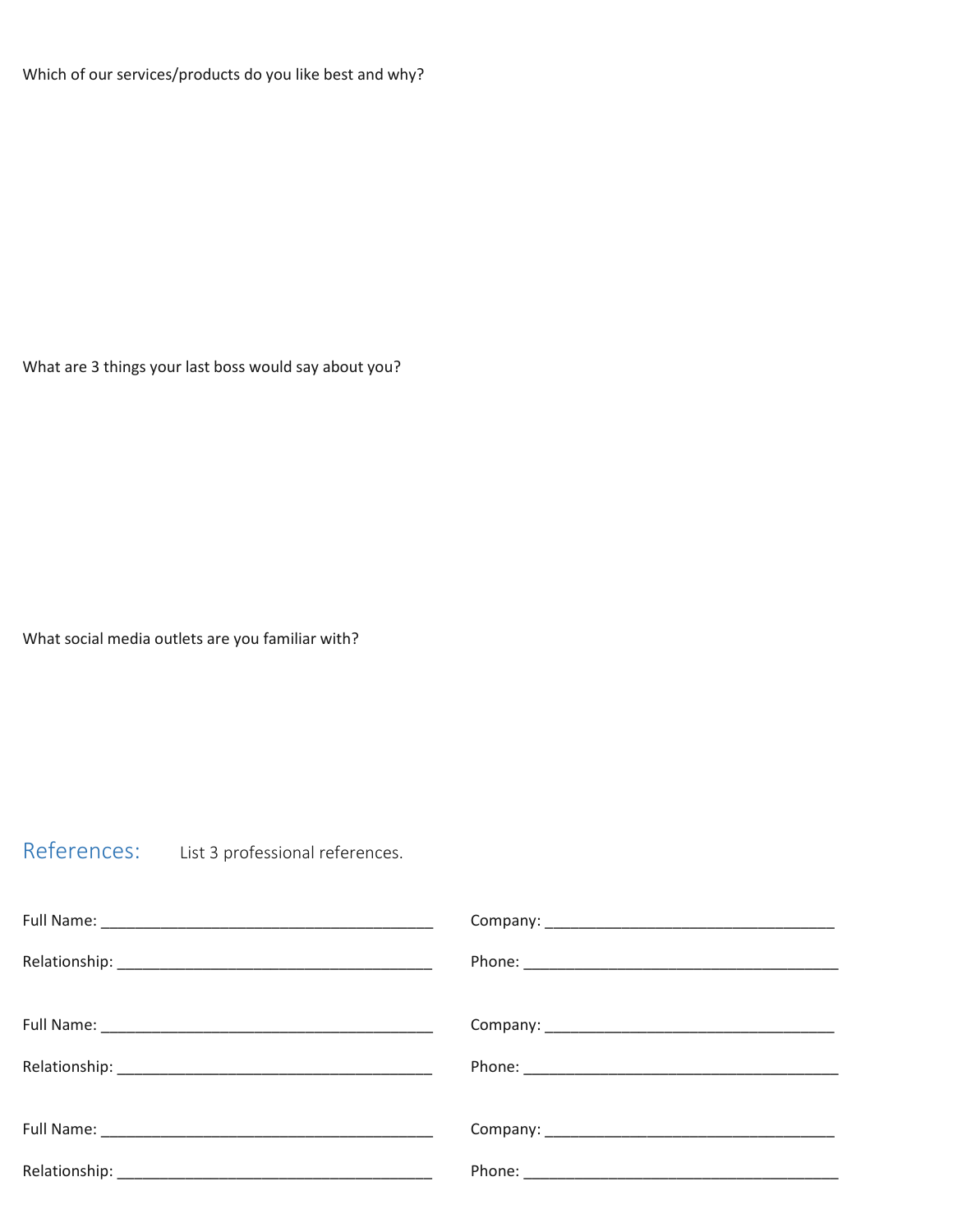Which of our services/products do you like best and why?

What are 3 things your last boss would say about you?

What social media outlets are you familiar with?

## References:

List 3 professional references.

Full Name: ________________________________________ Company: ___________________________________

Relationship: ______________________________________ Phone: ______________________________________

Full Name: ________________________________________ Company: ___________________________________

Relationship: ______________________________________ Phone: ______________________________________

Full Name: ________________________________________ Company: ___________________________________

Relationship: ______________________________________ Phone: ______________________________________